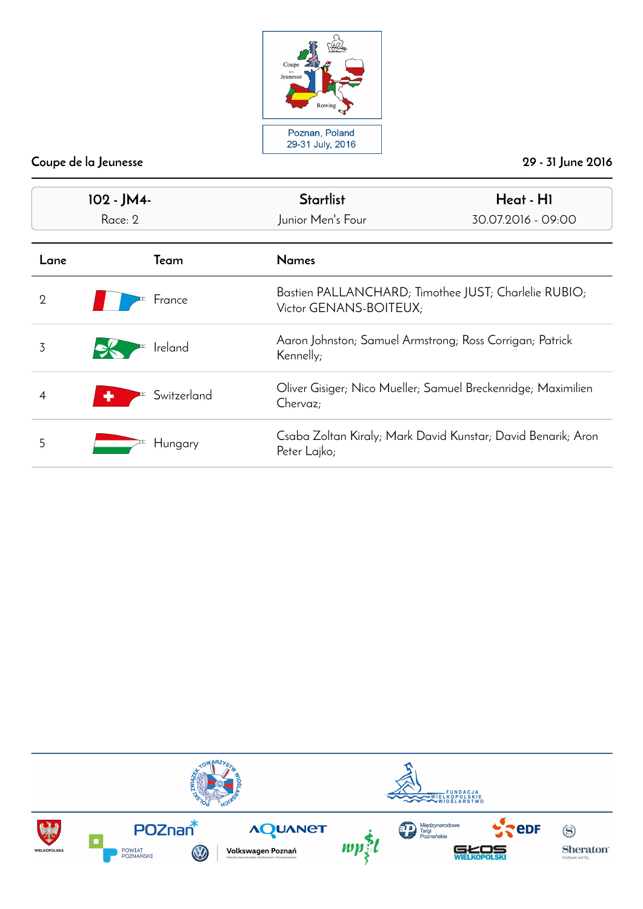Poznan, Poland
29-31 July, 2016

Coupe de la Jeunesse

29 - 31 June 2016

| 102 - JM4- | Startlist | Heat - H1 |
|---|---|---|
| Race: 2 | Junior Men's Four | 30.07.2016 - 09:00 |

| Lane | Team | Names |
|---|---|---|
| 2 | France | Bastien PALLANCHARD; Timothee JUST; Charlelie RUBIO; Victor GENANS-BOITEUX; |
| 3 | Ireland | Aaron Johnston; Samuel Armstrong; Ross Corrigan; Patrick Kennelly; |
| 4 | Switzerland | Oliver Gisiger; Nico Mueller; Samuel Breckenridge; Maximilien Chervaz; |
| 5 | Hungary | Csaba Zoltan Kiraly; Mark David Kunstar; David Benarik; Aron Peter Lajko; |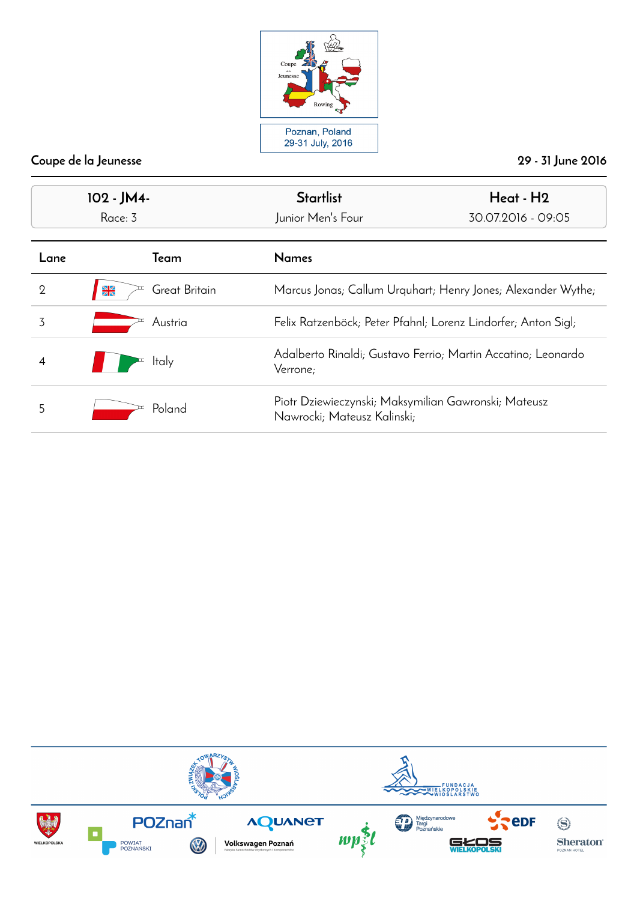Poznan, Poland
29-31 July, 2016

Coupe de la Jeunesse — 29 - 31 June 2016

| 102 - JM4- | Startlist | Heat - H2 |
|---|---|---|
| Race: 3 | Junior Men's Four | 30.07.2016 - 09:05 |

| Lane | Team | Names |
|---|---|---|
| 2 | Great Britain | Marcus Jonas; Callum Urquhart; Henry Jones; Alexander Wythe; |
| 3 | Austria | Felix Ratzenböck; Peter Pfahnl; Lorenz Lindorfer; Anton Sigl; |
| 4 | Italy | Adalberto Rinaldi; Gustavo Ferrio; Martin Accatino; Leonardo Verrone; |
| 5 | Poland | Piotr Dziewieczynski; Maksymilian Gawronski; Mateusz Nawrocki; Mateusz Kalinski; |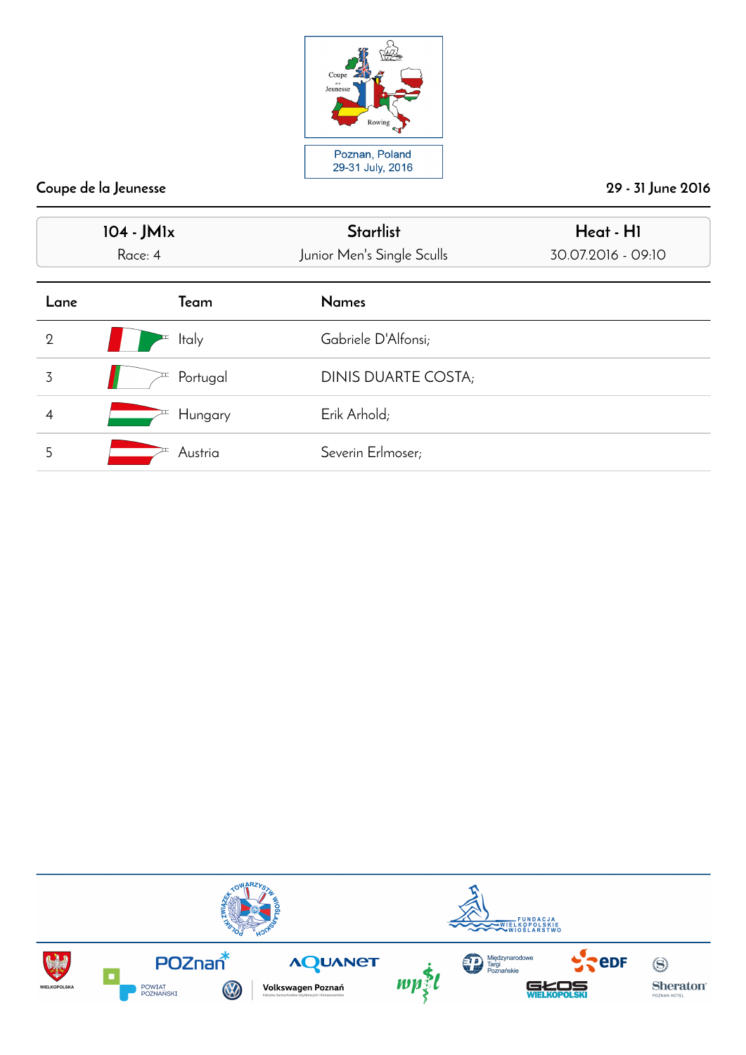Coupe de la Jeunesse

Poznan, Poland
29-31 July, 2016

Coupe de la Jeunesse — 29 - 31 June 2016

| 104 - JM1x | Startlist | Heat - H1 |
|---|---|---|
| Race: 4 | Junior Men's Single Sculls | 30.07.2016 - 09:10 |

| Lane | Team | Names |
|---|---|---|
| 2 | Italy | Gabriele D'Alfonsi; |
| 3 | Portugal | DINIS DUARTE COSTA; |
| 4 | Hungary | Erik Arhold; |
| 5 | Austria | Severin Erlmoser; |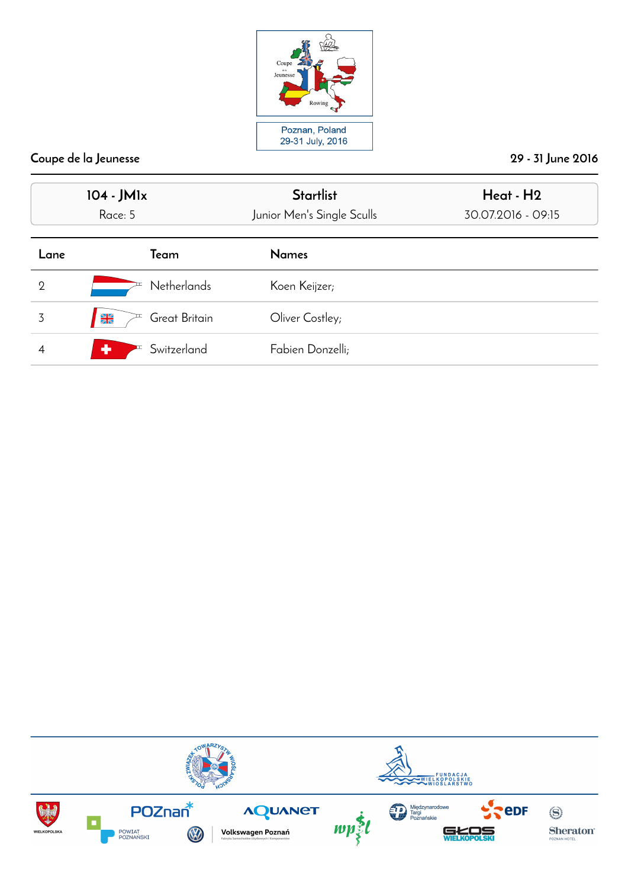Coupe de la Jeunesse

Poznan, Poland
29-31 July, 2016

29 - 31 June 2016

| 104 - JM1x | Startlist | Heat - H2 |
|---|---|---|
| Race: 5 | Junior Men's Single Sculls | 30.07.2016 - 09:15 |

| Lane | Team | Names |
|---|---|---|
| 2 | Netherlands | Koen Keijzer; |
| 3 | Great Britain | Oliver Costley; |
| 4 | Switzerland | Fabien Donzelli; |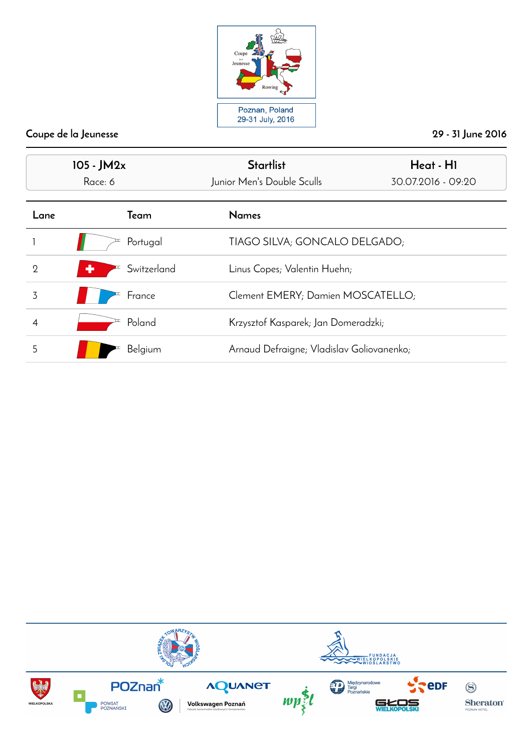Coupe de la Jeunesse

Poznan, Poland
29-31 July, 2016

Coupe de la Jeunesse | 29 - 31 June 2016

| 105 - JM2x | Startlist | Heat - H1 |
|---|---|---|
| Race: 6 | Junior Men's Double Sculls | 30.07.2016 - 09:20 |

| Lane | Team | Names |
|---|---|---|
| 1 | Portugal | TIAGO SILVA; GONCALO DELGADO; |
| 2 | Switzerland | Linus Copes; Valentin Huehn; |
| 3 | France | Clement EMERY; Damien MOSCATELLO; |
| 4 | Poland | Krzysztof Kasparek; Jan Domeradzki; |
| 5 | Belgium | Arnaud Defraigne; Vladislav Goliovanenko; |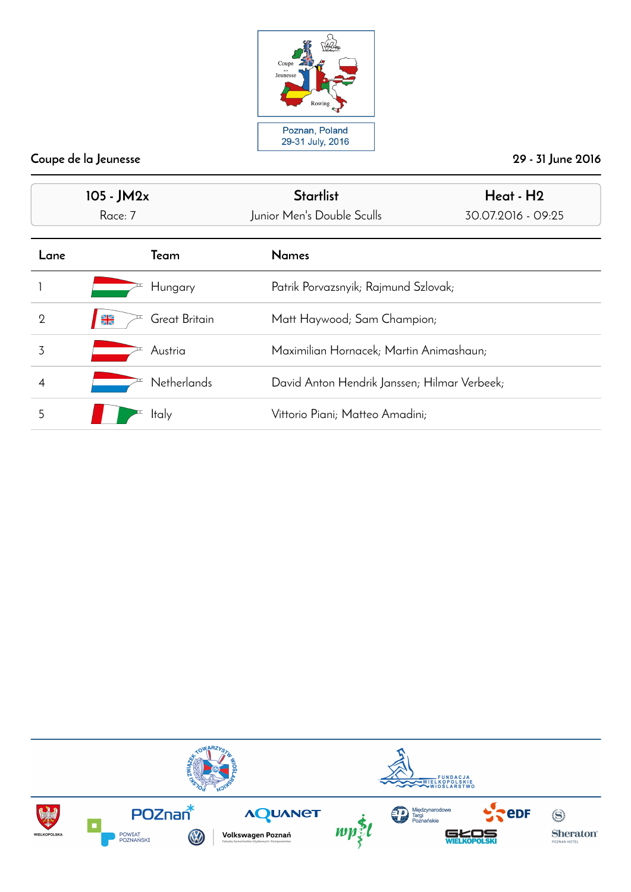Poznan, Poland
29-31 July, 2016

**Coupe de la Jeunesse** — **29 - 31 June 2016**

| 105 - JM2x | Startlist | Heat - H2 |
|---|---|---|
| Race: 7 | Junior Men's Double Sculls | 30.07.2016 - 09:25 |

| Lane | Team | Names |
|---|---|---|
| 1 | Hungary | Patrik Porvazsnyik; Rajmund Szlovak; |
| 2 | Great Britain | Matt Haywood; Sam Champion; |
| 3 | Austria | Maximilian Hornacek; Martin Animashaun; |
| 4 | Netherlands | David Anton Hendrik Janssen; Hilmar Verbeek; |
| 5 | Italy | Vittorio Piani; Matteo Amadini; |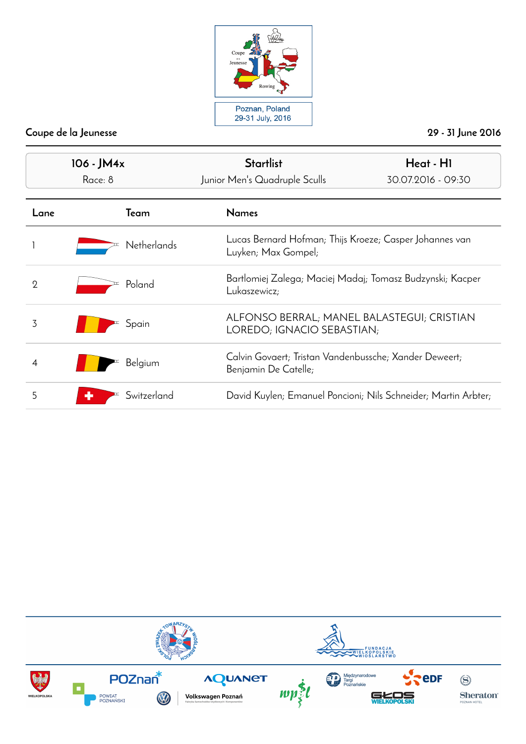Coupe de la Jeunesse

Rowing

Poznan, Poland
29-31 July, 2016

**Coupe de la Jeunesse** 29 - 31 June 2016

| 106 - JM4x | Startlist | Heat - H1 |
|---|---|---|
| Race: 8 | Junior Men's Quadruple Sculls | 30.07.2016 - 09:30 |

| Lane | Team | Names |
|---|---|---|
| 1 | Netherlands | Lucas Bernard Hofman; Thijs Kroeze; Casper Johannes van Luyken; Max Gompel; |
| 2 | Poland | Bartlomiej Zalega; Maciej Madaj; Tomasz Budzynski; Kacper Lukaszewicz; |
| 3 | Spain | ALFONSO BERRAL; MANEL BALASTEGUI; CRISTIAN LOREDO; IGNACIO SEBASTIAN; |
| 4 | Belgium | Calvin Govaert; Tristan Vandenbussche; Xander Deweert; Benjamin De Catelle; |
| 5 | Switzerland | David Kuylen; Emanuel Poncioni; Nils Schneider; Martin Arbter; |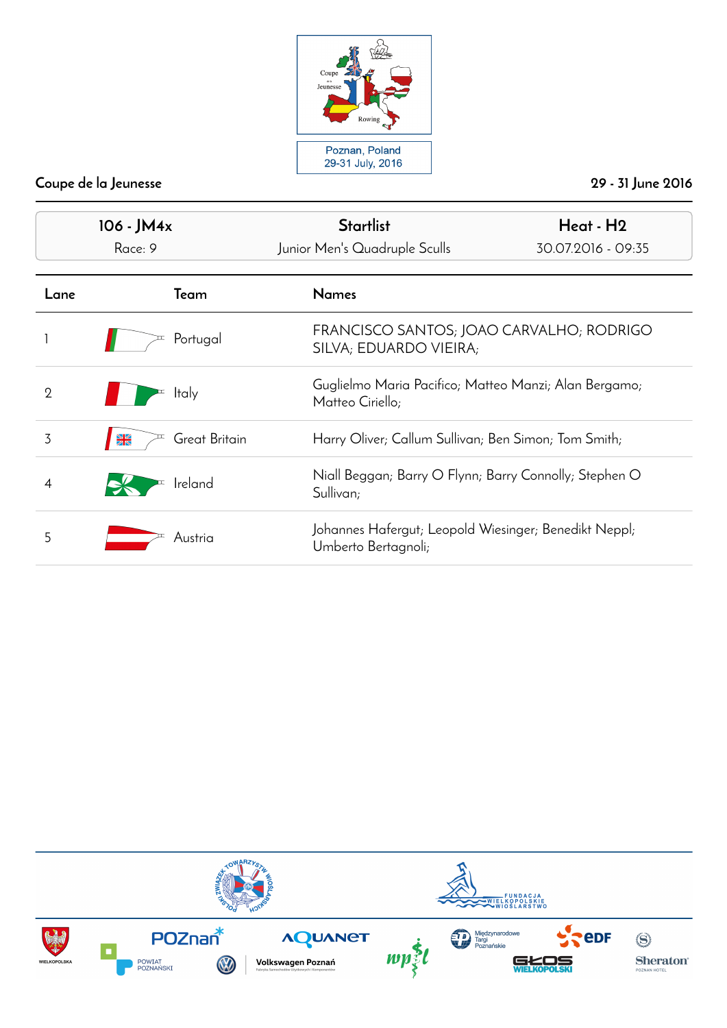Poznan, Poland
29-31 July, 2016

Coupe de la Jeunesse — 29 - 31 June 2016

| 106 - JM4x | Startlist | Heat - H2 |
|---|---|---|
| Race: 9 | Junior Men's Quadruple Sculls | 30.07.2016 - 09:35 |

| Lane | Team | Names |
|---|---|---|
| 1 | Portugal | FRANCISCO SANTOS; JOAO CARVALHO; RODRIGO SILVA; EDUARDO VIEIRA; |
| 2 | Italy | Guglielmo Maria Pacifico; Matteo Manzi; Alan Bergamo; Matteo Ciriello; |
| 3 | Great Britain | Harry Oliver; Callum Sullivan; Ben Simon; Tom Smith; |
| 4 | Ireland | Niall Beggan; Barry O Flynn; Barry Connolly; Stephen O Sullivan; |
| 5 | Austria | Johannes Hafergut; Leopold Wiesinger; Benedikt Neppl; Umberto Bertagnoli; |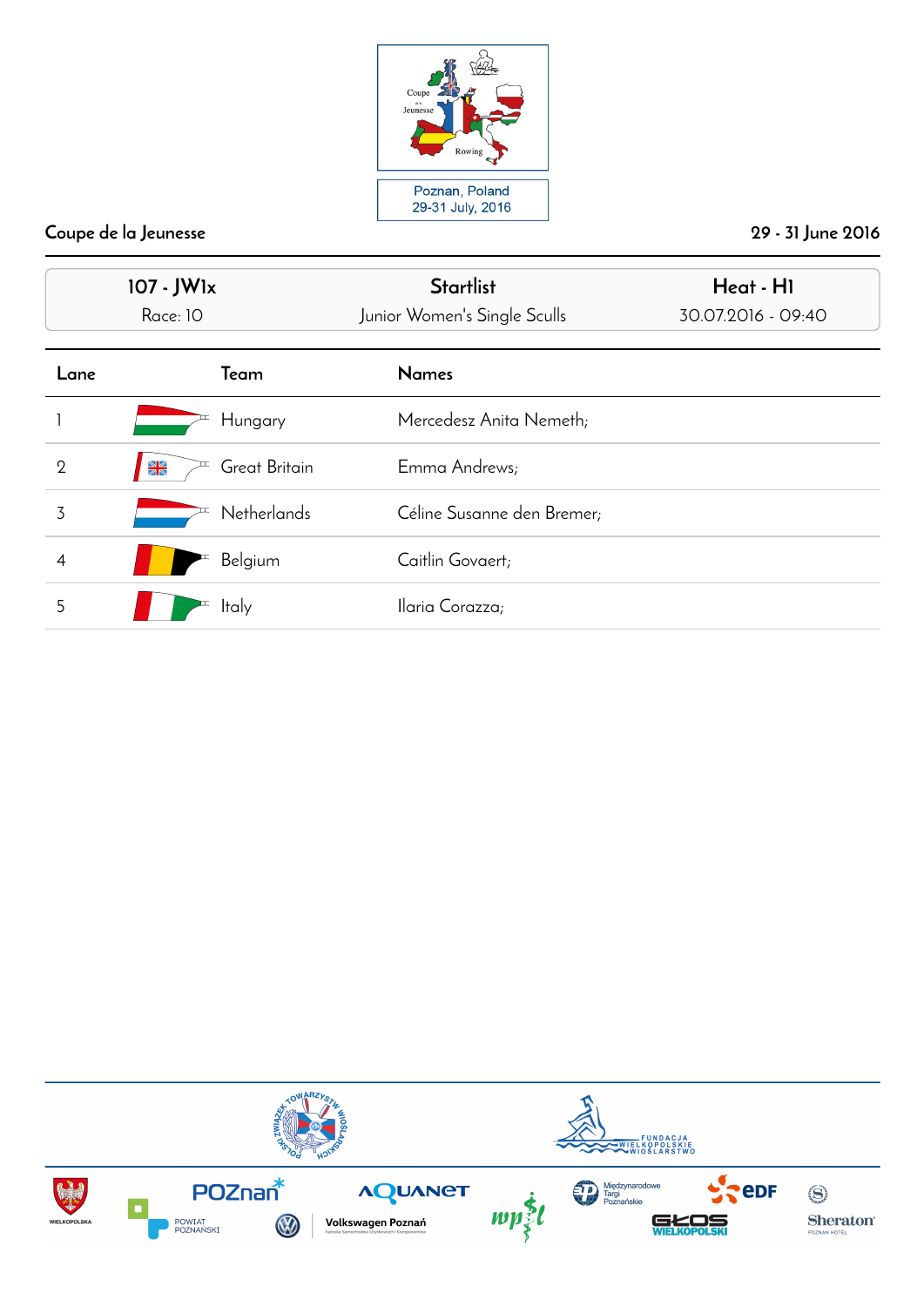Poznan, Poland
29-31 July, 2016

Coupe de la Jeunesse | 29 - 31 June 2016

| 107 - JW1x | Startlist | Heat - H1 |
|---|---|---|
| Race: 10 | Junior Women's Single Sculls | 30.07.2016 - 09:40 |

| Lane | Team | Names |
|---|---|---|
| 1 | Hungary | Mercedesz Anita Nemeth; |
| 2 | Great Britain | Emma Andrews; |
| 3 | Netherlands | Céline Susanne den Bremer; |
| 4 | Belgium | Caitlin Govaert; |
| 5 | Italy | Ilaria Corazza; |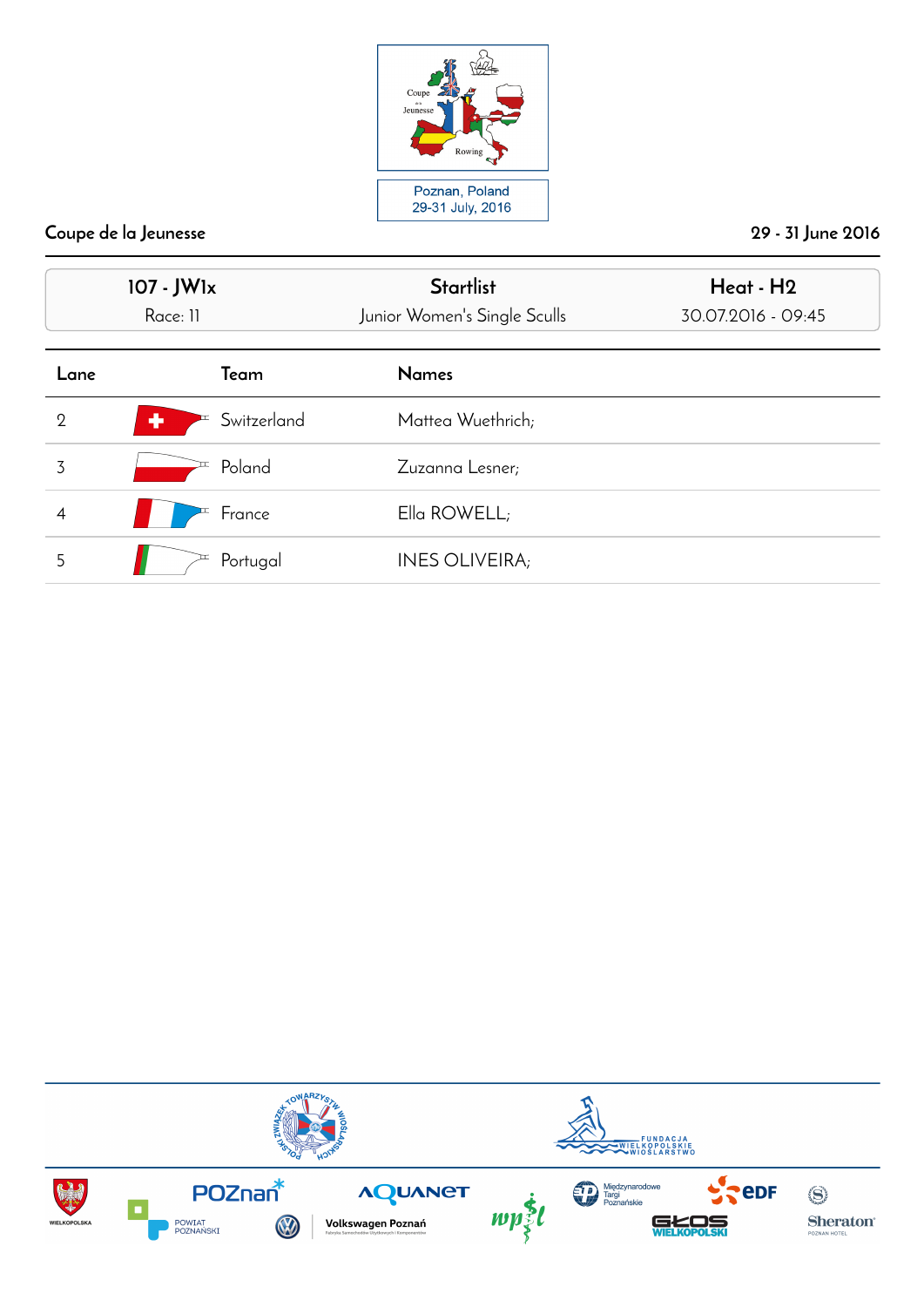Poznan, Poland
29-31 July, 2016

Coupe de la Jeunesse 29 - 31 June 2016

| 107 - JW1x | Startlist | Heat - H2 |
|---|---|---|
| Race: 11 | Junior Women's Single Sculls | 30.07.2016 - 09:45 |

| Lane | Team | Names |
|---|---|---|
| 2 | Switzerland | Mattea Wuethrich; |
| 3 | Poland | Zuzanna Lesner; |
| 4 | France | Ella ROWELL; |
| 5 | Portugal | INES OLIVEIRA; |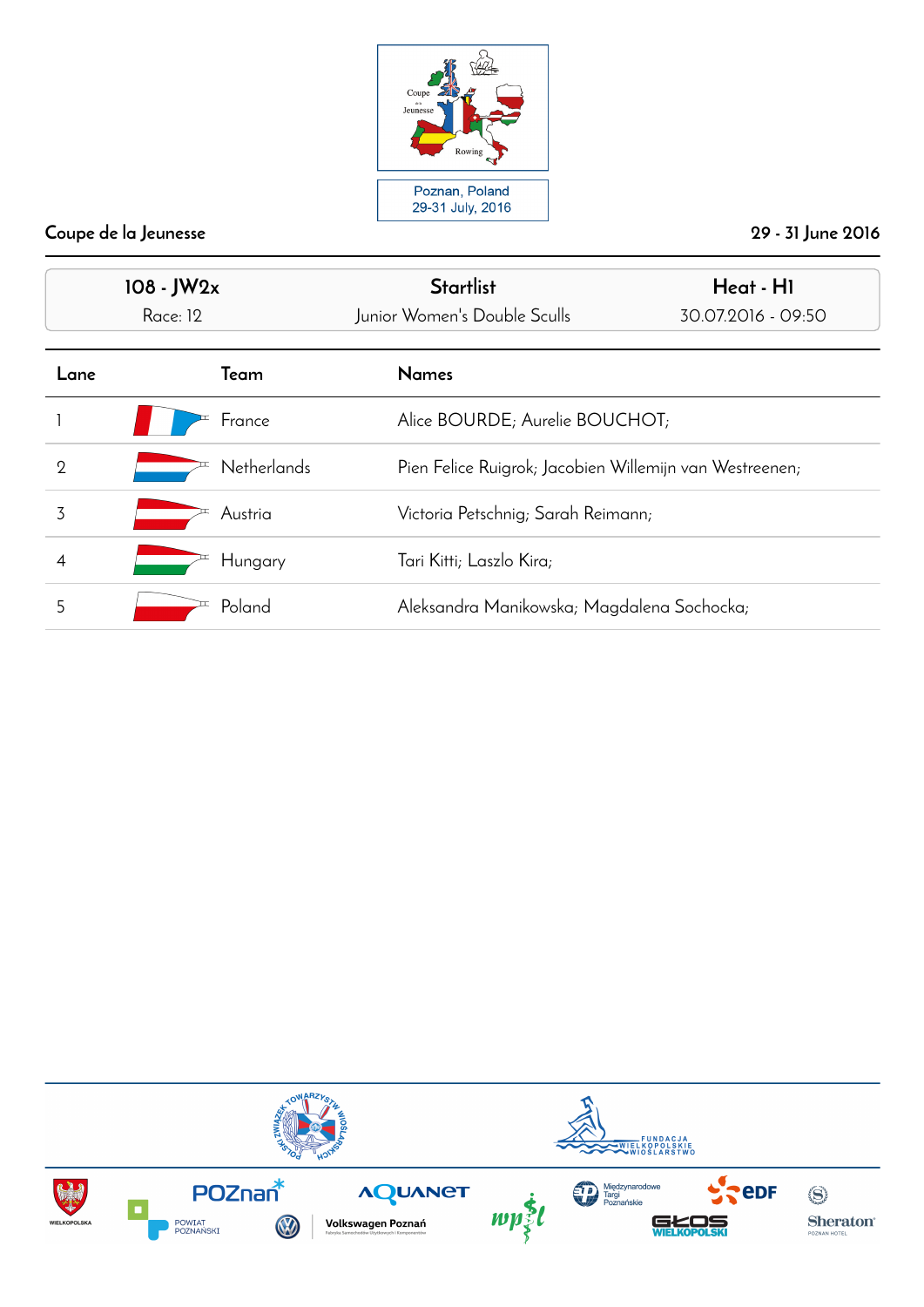Coupe de la Jeunesse

29 - 31 June 2016

| 108 - JW2x | Startlist | Heat - H1 |
|---|---|---|
| Race: 12 | Junior Women's Double Sculls | 30.07.2016 - 09:50 |

| Lane | Team | Names |
|---|---|---|
| 1 | France | Alice BOURDE; Aurelie BOUCHOT; |
| 2 | Netherlands | Pien Felice Ruigrok; Jacobien Willemijn van Westreenen; |
| 3 | Austria | Victoria Petschnig; Sarah Reimann; |
| 4 | Hungary | Tari Kitti; Laszlo Kira; |
| 5 | Poland | Aleksandra Manikowska; Magdalena Sochocka; |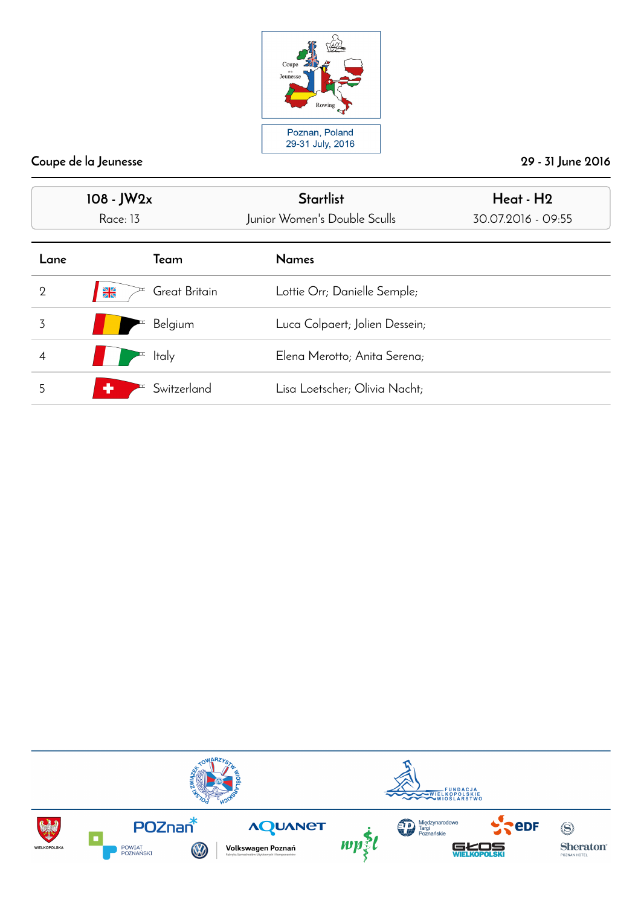Coupe de la Jeunesse

Poznan, Poland
29-31 July, 2016

29 - 31 June 2016

| 108 - JW2x | Startlist | Heat - H2 |
| --- | --- | --- |
| Race: 13 | Junior Women's Double Sculls | 30.07.2016 - 09:55 |

| Lane | Team | Names |
| --- | --- | --- |
| 2 | Great Britain | Lottie Orr; Danielle Semple; |
| 3 | Belgium | Luca Colpaert; Jolien Dessein; |
| 4 | Italy | Elena Merotto; Anita Serena; |
| 5 | Switzerland | Lisa Loetscher; Olivia Nacht; |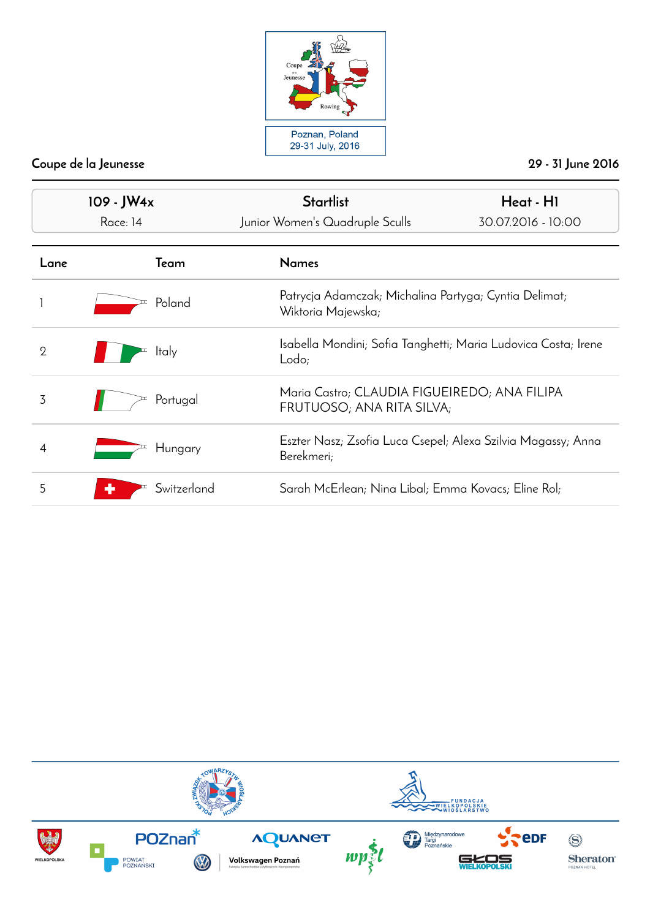Coupe de la Jeunesse — Poznan, Poland, 29-31 July, 2016

Coupe de la Jeunesse | 29 - 31 June 2016

| 109 - JW4x | Startlist | Heat - H1 |
|---|---|---|
| Race: 14 | Junior Women's Quadruple Sculls | 30.07.2016 - 10:00 |

| Lane | Team | Names |
|---|---|---|
| 1 | Poland | Patrycja Adamczak; Michalina Partyga; Cyntia Delimat; Wiktoria Majewska; |
| 2 | Italy | Isabella Mondini; Sofia Tanghetti; Maria Ludovica Costa; Irene Lodo; |
| 3 | Portugal | Maria Castro; CLAUDIA FIGUEIREDO; ANA FILIPA FRUTUOSO; ANA RITA SILVA; |
| 4 | Hungary | Eszter Nasz; Zsofia Luca Csepel; Alexa Szilvia Magassy; Anna Berekmeri; |
| 5 | Switzerland | Sarah McErlean; Nina Libal; Emma Kovacs; Eline Rol; |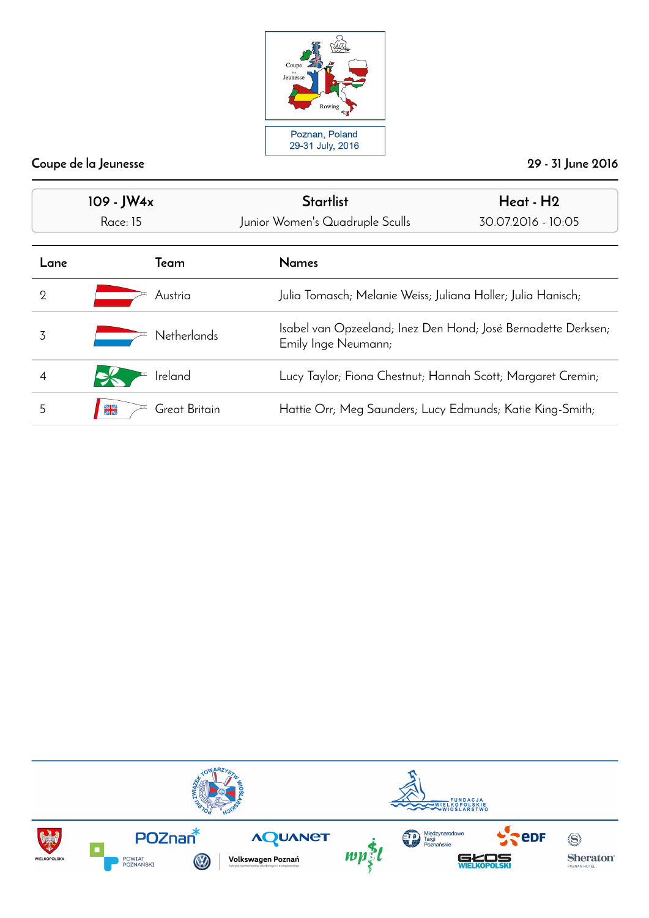Coupe de la Jeunesse — 29 - 31 June 2016

Poznan, Poland
29-31 July, 2016

| 109 - JW4x | Startlist | Heat - H2 |
|---|---|---|
| Race: 15 | Junior Women's Quadruple Sculls | 30.07.2016 - 10:05 |

| Lane | Team | Names |
|---|---|---|
| 2 | Austria | Julia Tomasch; Melanie Weiss; Juliana Holler; Julia Hanisch; |
| 3 | Netherlands | Isabel van Opzeeland; Inez Den Hond; José Bernadette Derksen; Emily Inge Neumann; |
| 4 | Ireland | Lucy Taylor; Fiona Chestnut; Hannah Scott; Margaret Cremin; |
| 5 | Great Britain | Hattie Orr; Meg Saunders; Lucy Edmunds; Katie King-Smith; |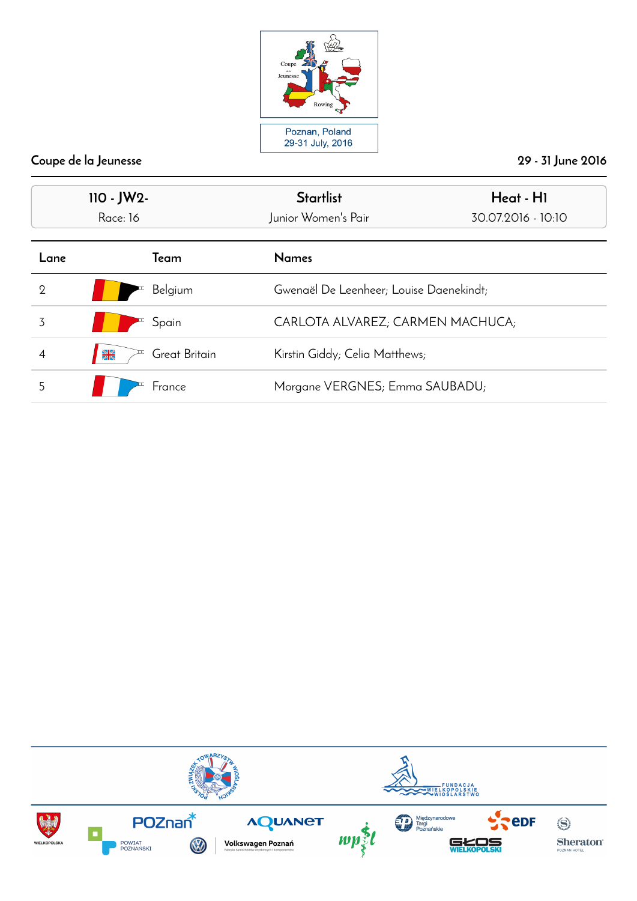Coupe de la Jeunesse

29 - 31 June 2016

| 110 - JW2- | Startlist | Heat - H1 |
|---|---|---|
| Race: 16 | Junior Women's Pair | 30.07.2016 - 10:10 |

| Lane | Team | Names |
|---|---|---|
| 2 | Belgium | Gwenaël De Leenheer; Louise Daenekindt; |
| 3 | Spain | CARLOTA ALVAREZ; CARMEN MACHUCA; |
| 4 | Great Britain | Kirstin Giddy; Celia Matthews; |
| 5 | France | Morgane VERGNES; Emma SAUBADU; |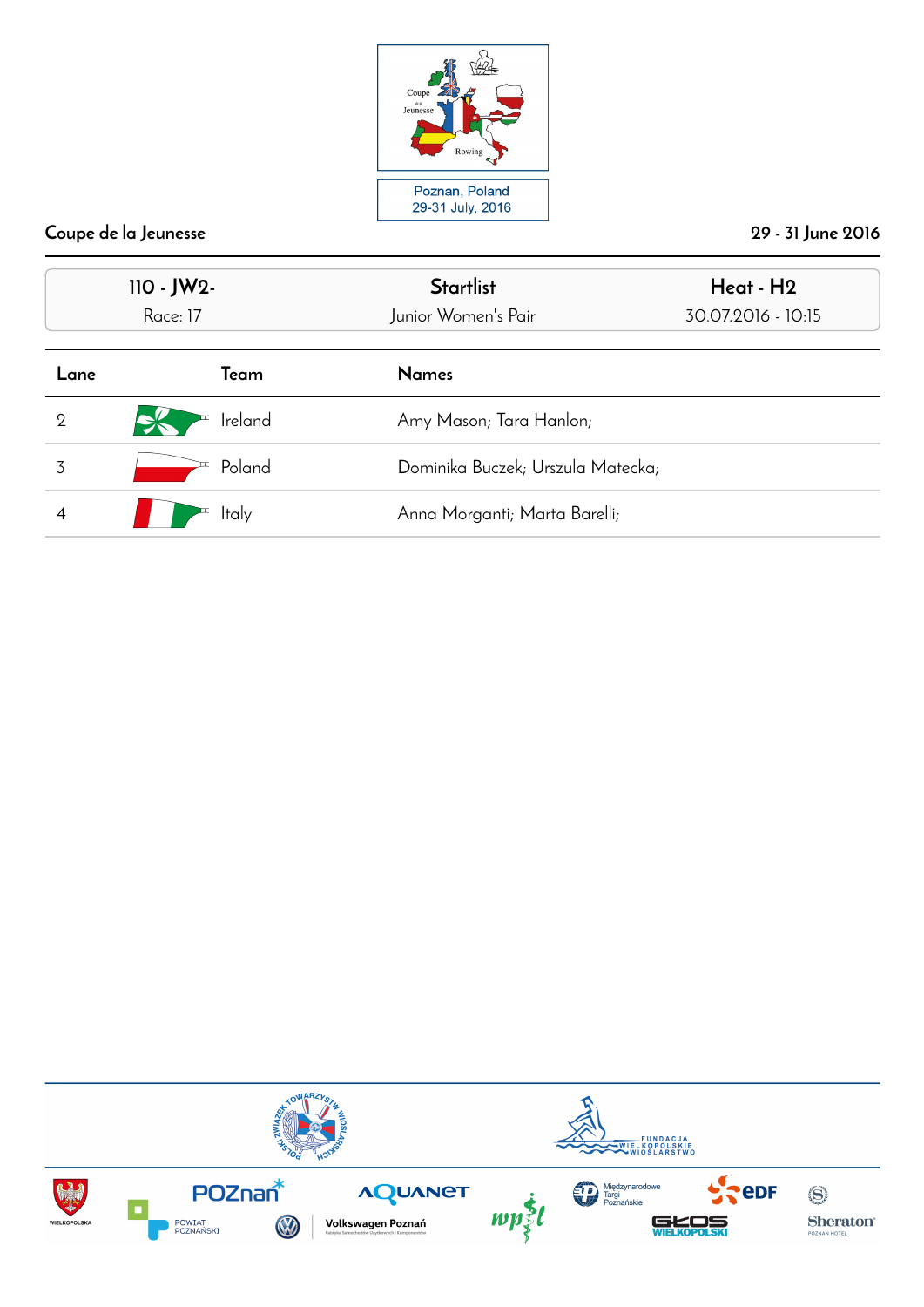Poznan, Poland
29-31 July, 2016

**Coupe de la Jeunesse** | **29 - 31 June 2016**

| **110 - JW2-** | **Startlist** | **Heat - H2** |
| --- | --- | --- |
| Race: 17 | Junior Women's Pair | 30.07.2016 - 10:15 |

| Lane | Team | Names |
| --- | --- | --- |
| 2 | Ireland | Amy Mason; Tara Hanlon; |
| 3 | Poland | Dominika Buczek; Urszula Matecka; |
| 4 | Italy | Anna Morganti; Marta Barelli; |